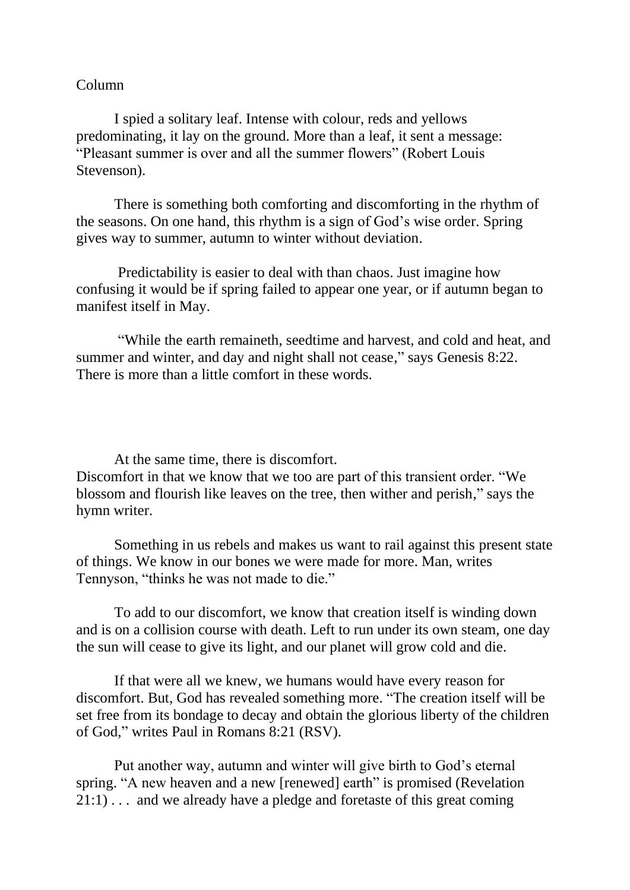Column

I spied a solitary leaf. Intense with colour, reds and yellows predominating, it lay on the ground. More than a leaf, it sent a message: "Pleasant summer is over and all the summer flowers" (Robert Louis Stevenson).

There is something both comforting and discomforting in the rhythm of the seasons. On one hand, this rhythm is a sign of God's wise order. Spring gives way to summer, autumn to winter without deviation.

Predictability is easier to deal with than chaos. Just imagine how confusing it would be if spring failed to appear one year, or if autumn began to manifest itself in May.

"While the earth remaineth, seedtime and harvest, and cold and heat, and summer and winter, and day and night shall not cease," says Genesis 8:22. There is more than a little comfort in these words.

At the same time, there is discomfort.
Discomfort in that we know that we too are part of this transient order. "We blossom and flourish like leaves on the tree, then wither and perish," says the hymn writer.

Something in us rebels and makes us want to rail against this present state of things. We know in our bones we were made for more. Man, writes Tennyson, "thinks he was not made to die."

To add to our discomfort, we know that creation itself is winding down and is on a collision course with death. Left to run under its own steam, one day the sun will cease to give its light, and our planet will grow cold and die.

If that were all we knew, we humans would have every reason for discomfort. But, God has revealed something more. "The creation itself will be set free from its bondage to decay and obtain the glorious liberty of the children of God," writes Paul in Romans 8:21 (RSV).

Put another way, autumn and winter will give birth to God's eternal spring. "A new heaven and a new [renewed] earth" is promised (Revelation 21:1) . . . and we already have a pledge and foretaste of this great coming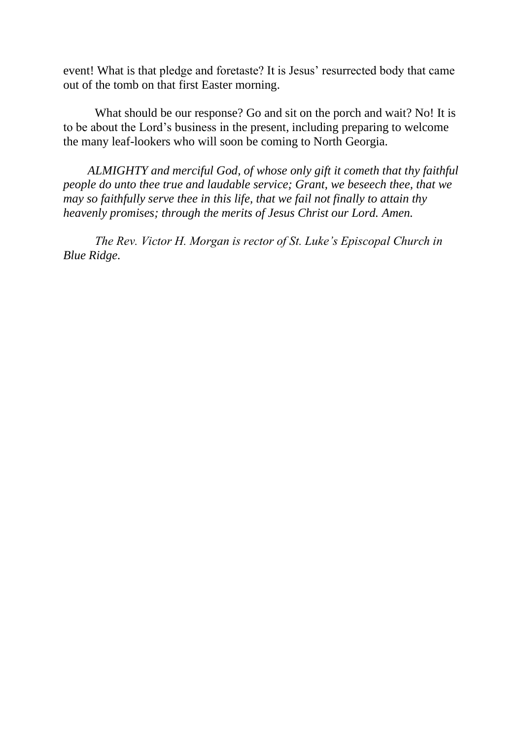event! What is that pledge and foretaste? It is Jesus' resurrected body that came out of the tomb on that first Easter morning.

What should be our response? Go and sit on the porch and wait? No! It is to be about the Lord's business in the present, including preparing to welcome the many leaf-lookers who will soon be coming to North Georgia.

*ALMIGHTY and merciful God, of whose only gift it cometh that thy faithful people do unto thee true and laudable service; Grant, we beseech thee, that we may so faithfully serve thee in this life, that we fail not finally to attain thy heavenly promises; through the merits of Jesus Christ our Lord. Amen.*

*The Rev. Victor H. Morgan is rector of St. Luke's Episcopal Church in Blue Ridge.*